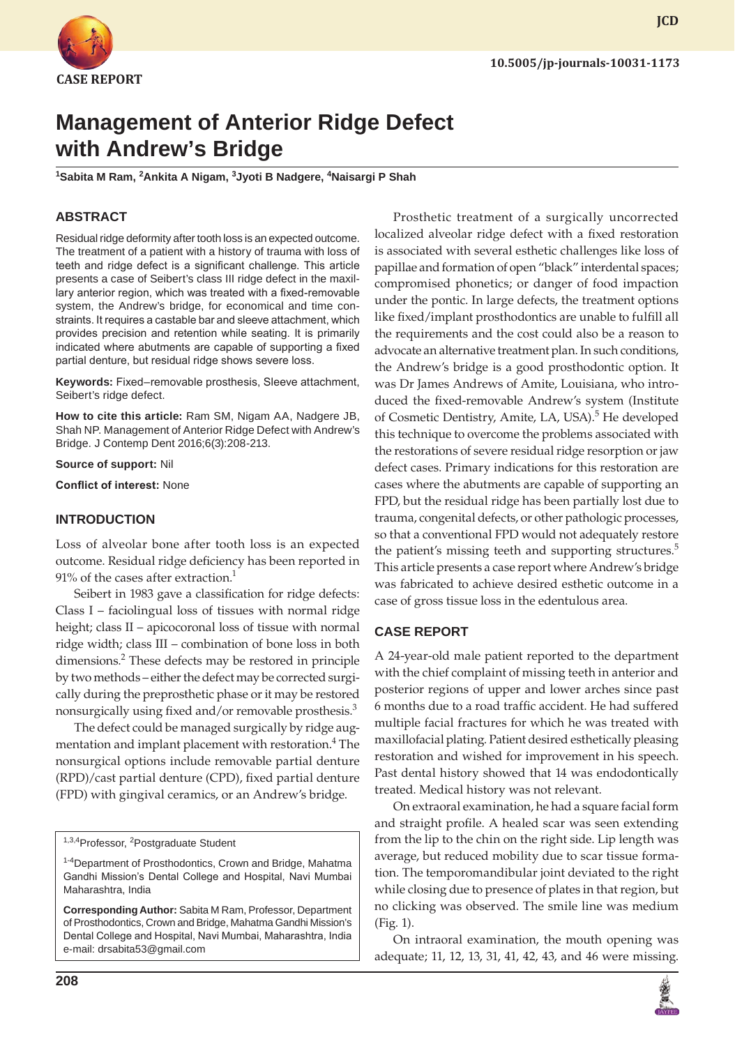CASE REPORT

10.5005/jp-journals-10031-1173

# Management of Anterior Ridge Defect with Andrew's Bridge

[1]Sabita M Ram, [2]Ankita A Nigam, [3]Jyoti B Nadgere, [4]Naisargi P Shah

## ABSTRACT

Residual ridge deformity after tooth loss is an expected outcome. The treatment of a patient with a history of trauma with loss of teeth and ridge defect is a significant challenge. This article presents a case of Seibert's class III ridge defect in the maxillary anterior region, which was treated with a fixed-removable system, the Andrew's bridge, for economical and time constraints. It requires a castable bar and sleeve attachment, which provides precision and retention while seating. It is primarily indicated where abutments are capable of supporting a fixed partial denture, but residual ridge shows severe loss.

**Keywords:** Fixed–removable prosthesis, Sleeve attachment, Seibert's ridge defect.

**How to cite this article:** Ram SM, Nigam AA, Nadgere JB, Shah NP. Management of Anterior Ridge Defect with Andrew's Bridge. J Contemp Dent 2016;6(3):208-213.

**Source of support:** Nil

**Conflict of interest:** None

## INTRODUCTION

Loss of alveolar bone after tooth loss is an expected outcome. Residual ridge deficiency has been reported in 91% of the cases after extraction.[1]

Seibert in 1983 gave a classification for ridge defects: Class I – faciolingual loss of tissues with normal ridge height; class II – apicocoronal loss of tissue with normal ridge width; class III – combination of bone loss in both dimensions.[2] These defects may be restored in principle by two methods – either the defect may be corrected surgically during the preprosthetic phase or it may be restored nonsurgically using fixed and/or removable prosthesis.[3]

The defect could be managed surgically by ridge augmentation and implant placement with restoration.[4] The nonsurgical options include removable partial denture (RPD)/cast partial denture (CPD), fixed partial denture (FPD) with gingival ceramics, or an Andrew's bridge.

[1,3,4]Professor, [2]Postgraduate Student

[1-4]Department of Prosthodontics, Crown and Bridge, Mahatma Gandhi Mission's Dental College and Hospital, Navi Mumbai Maharashtra, India

**Corresponding Author:** Sabita M Ram, Professor, Department of Prosthodontics, Crown and Bridge, Mahatma Gandhi Mission's Dental College and Hospital, Navi Mumbai, Maharashtra, India e-mail: drsabita53@gmail.com

Prosthetic treatment of a surgically uncorrected localized alveolar ridge defect with a fixed restoration is associated with several esthetic challenges like loss of papillae and formation of open "black" interdental spaces; compromised phonetics; or danger of food impaction under the pontic. In large defects, the treatment options like fixed/implant prosthodontics are unable to fulfill all the requirements and the cost could also be a reason to advocate an alternative treatment plan. In such conditions, the Andrew's bridge is a good prosthodontic option. It was Dr James Andrews of Amite, Louisiana, who introduced the fixed-removable Andrew's system (Institute of Cosmetic Dentistry, Amite, LA, USA).[5] He developed this technique to overcome the problems associated with the restorations of severe residual ridge resorption or jaw defect cases. Primary indications for this restoration are cases where the abutments are capable of supporting an FPD, but the residual ridge has been partially lost due to trauma, congenital defects, or other pathologic processes, so that a conventional FPD would not adequately restore the patient's missing teeth and supporting structures.[5] This article presents a case report where Andrew's bridge was fabricated to achieve desired esthetic outcome in a case of gross tissue loss in the edentulous area.

## CASE REPORT

A 24-year-old male patient reported to the department with the chief complaint of missing teeth in anterior and posterior regions of upper and lower arches since past 6 months due to a road traffic accident. He had suffered multiple facial fractures for which he was treated with maxillofacial plating. Patient desired esthetically pleasing restoration and wished for improvement in his speech. Past dental history showed that 14 was endodontically treated. Medical history was not relevant.

On extraoral examination, he had a square facial form and straight profile. A healed scar was seen extending from the lip to the chin on the right side. Lip length was average, but reduced mobility due to scar tissue formation. The temporomandibular joint deviated to the right while closing due to presence of plates in that region, but no clicking was observed. The smile line was medium (Fig. 1).

On intraoral examination, the mouth opening was adequate; 11, 12, 13, 31, 41, 42, 43, and 46 were missing.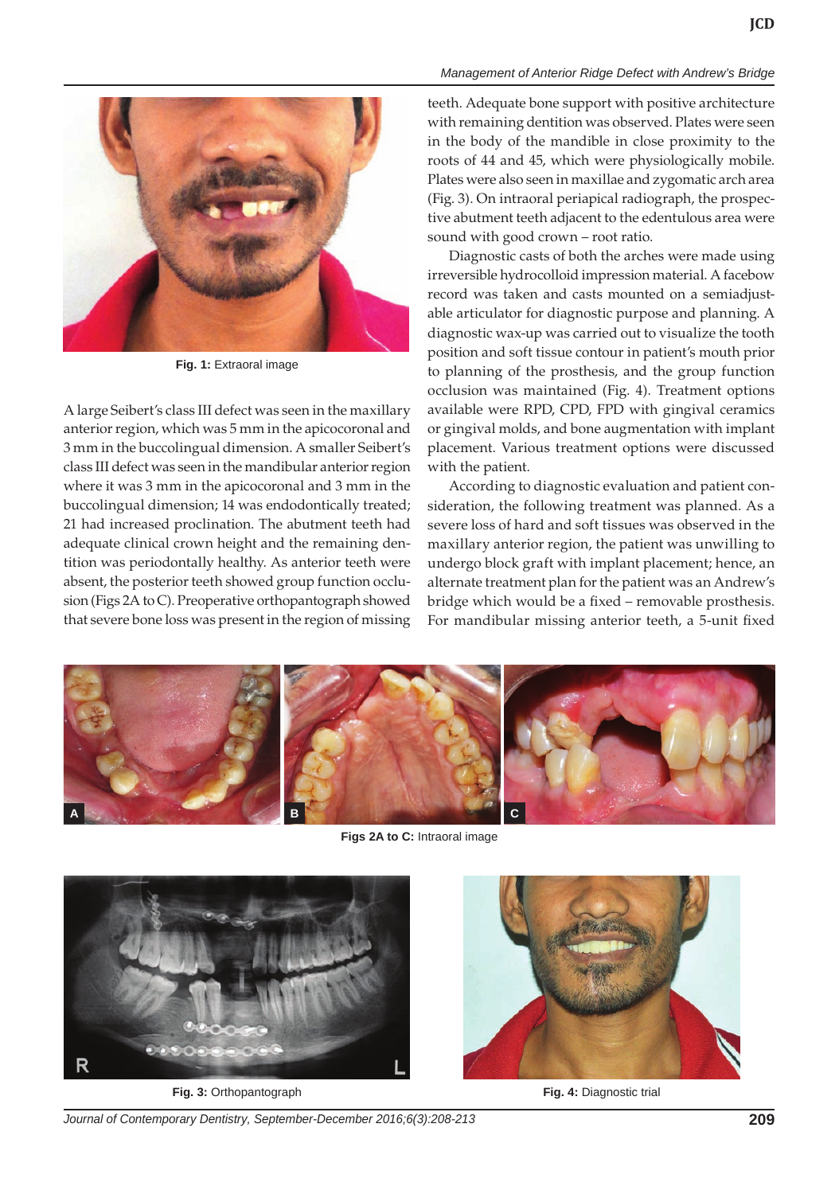Fig. 1: Extraoral image

A large Seibert's class III defect was seen in the maxillary anterior region, which was 5 mm in the apicocoronal and 3 mm in the buccolingual dimension. A smaller Seibert's class III defect was seen in the mandibular anterior region where it was 3 mm in the apicocoronal and 3 mm in the buccolingual dimension; 14 was endodontically treated; 21 had increased proclination. The abutment teeth had adequate clinical crown height and the remaining dentition was periodontally healthy. As anterior teeth were absent, the posterior teeth showed group function occlusion (Figs 2A to C). Preoperative orthopantograph showed that severe bone loss was present in the region of missing teeth. Adequate bone support with positive architecture with remaining dentition was observed. Plates were seen in the body of the mandible in close proximity to the roots of 44 and 45, which were physiologically mobile. Plates were also seen in maxillae and zygomatic arch area (Fig. 3). On intraoral periapical radiograph, the prospective abutment teeth adjacent to the edentulous area were sound with good crown – root ratio.

Diagnostic casts of both the arches were made using irreversible hydrocolloid impression material. A facebow record was taken and casts mounted on a semiadjustable articulator for diagnostic purpose and planning. A diagnostic wax-up was carried out to visualize the tooth position and soft tissue contour in patient's mouth prior to planning of the prosthesis, and the group function occlusion was maintained (Fig. 4). Treatment options available were RPD, CPD, FPD with gingival ceramics or gingival molds, and bone augmentation with implant placement. Various treatment options were discussed with the patient.

According to diagnostic evaluation and patient consideration, the following treatment was planned. As a severe loss of hard and soft tissues was observed in the maxillary anterior region, the patient was unwilling to undergo block graft with implant placement; hence, an alternate treatment plan for the patient was an Andrew's bridge which would be a fixed – removable prosthesis. For mandibular missing anterior teeth, a 5-unit fixed

Figs 2A to C: Intraoral image

Fig. 3: Orthopantograph

Fig. 4: Diagnostic trial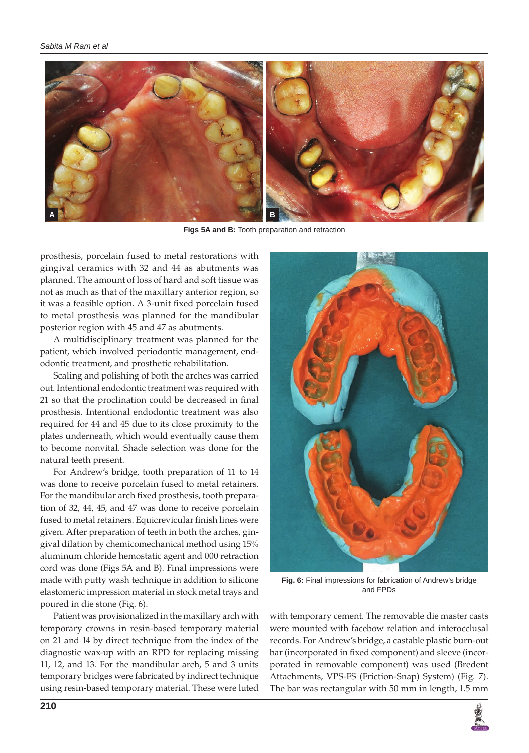Figs 5A and B: Tooth preparation and retraction

prosthesis, porcelain fused to metal restorations with gingival ceramics with 32 and 44 as abutments was planned. The amount of loss of hard and soft tissue was not as much as that of the maxillary anterior region, so it was a feasible option. A 3-unit fixed porcelain fused to metal prosthesis was planned for the mandibular posterior region with 45 and 47 as abutments.

A multidisciplinary treatment was planned for the patient, which involved periodontic management, endodontic treatment, and prosthetic rehabilitation.

Scaling and polishing of both the arches was carried out. Intentional endodontic treatment was required with 21 so that the proclination could be decreased in final prosthesis. Intentional endodontic treatment was also required for 44 and 45 due to its close proximity to the plates underneath, which would eventually cause them to become nonvital. Shade selection was done for the natural teeth present.

For Andrew's bridge, tooth preparation of 11 to 14 was done to receive porcelain fused to metal retainers. For the mandibular arch fixed prosthesis, tooth preparation of 32, 44, 45, and 47 was done to receive porcelain fused to metal retainers. Equicrevicular finish lines were given. After preparation of teeth in both the arches, gingival dilation by chemicomechanical method using 15% aluminum chloride hemostatic agent and 000 retraction cord was done (Figs 5A and B). Final impressions were made with putty wash technique in addition to silicone elastomeric impression material in stock metal trays and poured in die stone (Fig. 6).

Fig. 6: Final impressions for fabrication of Andrew's bridge and FPDs

Patient was provisionalized in the maxillary arch with temporary crowns in resin-based temporary material on 21 and 14 by direct technique from the index of the diagnostic wax-up with an RPD for replacing missing 11, 12, and 13. For the mandibular arch, 5 and 3 units temporary bridges were fabricated by indirect technique using resin-based temporary material. These were luted with temporary cement. The removable die master casts were mounted with facebow relation and interocclusal records. For Andrew's bridge, a castable plastic burn-out bar (incorporated in fixed component) and sleeve (incorporated in removable component) was used (Bredent Attachments, VPS-FS (Friction-Snap) System) (Fig. 7). The bar was rectangular with 50 mm in length, 1.5 mm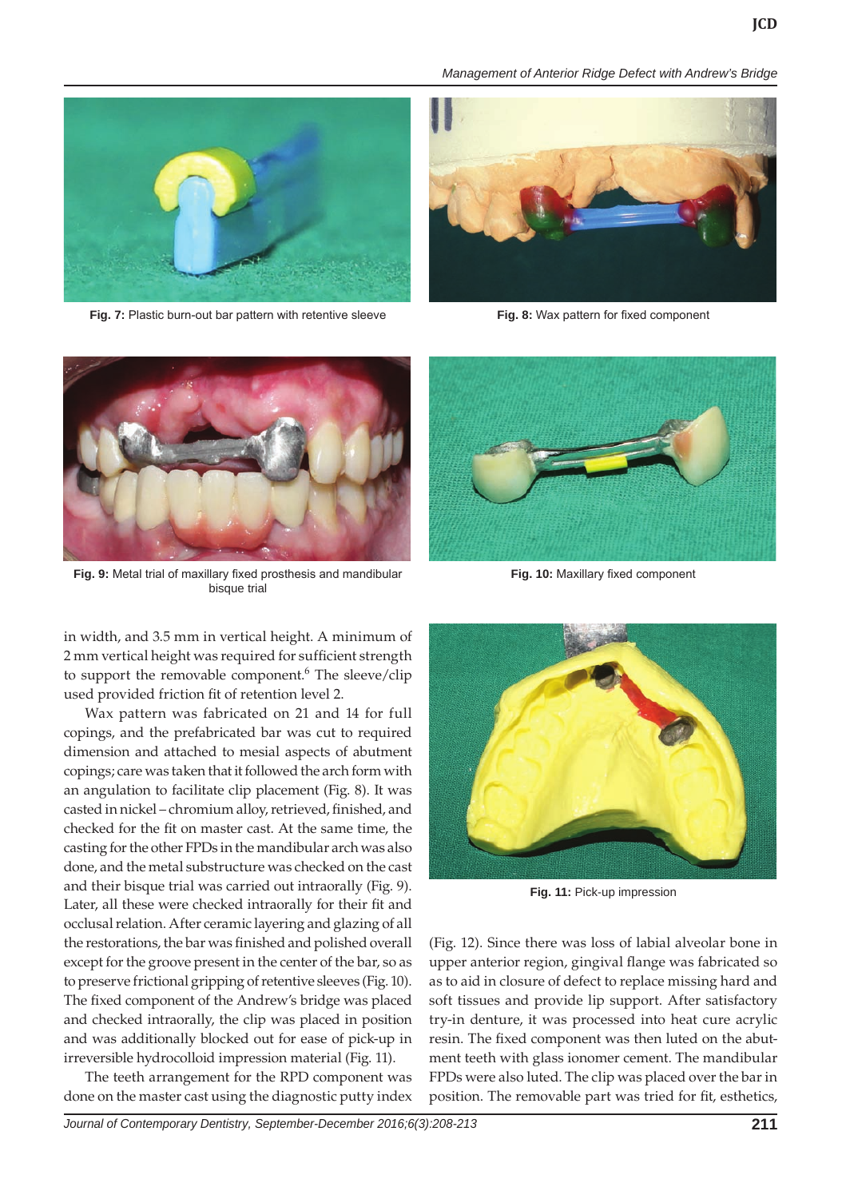Fig. 7: Plastic burn-out bar pattern with retentive sleeve

Fig. 8: Wax pattern for fixed component

Fig. 9: Metal trial of maxillary fixed prosthesis and mandibular bisque trial

Fig. 10: Maxillary fixed component

in width, and 3.5 mm in vertical height. A minimum of 2 mm vertical height was required for sufficient strength to support the removable component.[6] The sleeve/clip used provided friction fit of retention level 2.

Wax pattern was fabricated on 21 and 14 for full copings, and the prefabricated bar was cut to required dimension and attached to mesial aspects of abutment copings; care was taken that it followed the arch form with an angulation to facilitate clip placement (Fig. 8). It was casted in nickel – chromium alloy, retrieved, finished, and checked for the fit on master cast. At the same time, the casting for the other FPDs in the mandibular arch was also done, and the metal substructure was checked on the cast and their bisque trial was carried out intraorally (Fig. 9). Later, all these were checked intraorally for their fit and occlusal relation. After ceramic layering and glazing of all the restorations, the bar was finished and polished overall except for the groove present in the center of the bar, so as to preserve frictional gripping of retentive sleeves (Fig. 10). The fixed component of the Andrew's bridge was placed and checked intraorally, the clip was placed in position and was additionally blocked out for ease of pick-up in irreversible hydrocolloid impression material (Fig. 11).

The teeth arrangement for the RPD component was done on the master cast using the diagnostic putty index (Fig. 12). Since there was loss of labial alveolar bone in upper anterior region, gingival flange was fabricated so as to aid in closure of defect to replace missing hard and soft tissues and provide lip support. After satisfactory try-in denture, it was processed into heat cure acrylic resin. The fixed component was then luted on the abutment teeth with glass ionomer cement. The mandibular FPDs were also luted. The clip was placed over the bar in position. The removable part was tried for fit, esthetics,

Fig. 11: Pick-up impression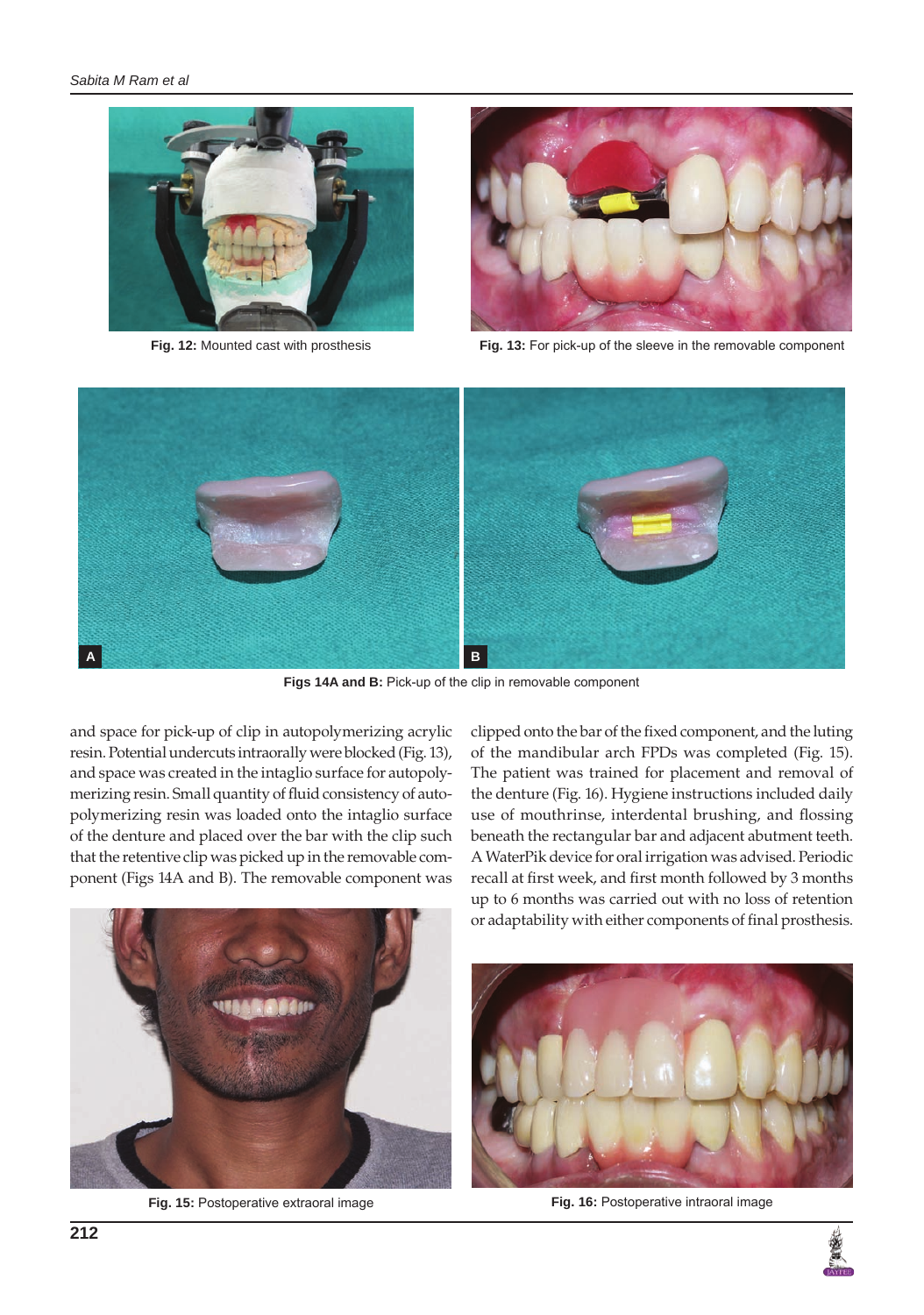Fig. 12: Mounted cast with prosthesis

Fig. 13: For pick-up of the sleeve in the removable component

Figs 14A and B: Pick-up of the clip in removable component

and space for pick-up of clip in autopolymerizing acrylic resin. Potential undercuts intraorally were blocked (Fig. 13), and space was created in the intaglio surface for autopolymerizing resin. Small quantity of fluid consistency of autopolymerizing resin was loaded onto the intaglio surface of the denture and placed over the bar with the clip such that the retentive clip was picked up in the removable component (Figs 14A and B). The removable component was clipped onto the bar of the fixed component, and the luting of the mandibular arch FPDs was completed (Fig. 15). The patient was trained for placement and removal of the denture (Fig. 16). Hygiene instructions included daily use of mouthrinse, interdental brushing, and flossing beneath the rectangular bar and adjacent abutment teeth. A WaterPik device for oral irrigation was advised. Periodic recall at first week, and first month followed by 3 months up to 6 months was carried out with no loss of retention or adaptability with either components of final prosthesis.

Fig. 15: Postoperative extraoral image

Fig. 16: Postoperative intraoral image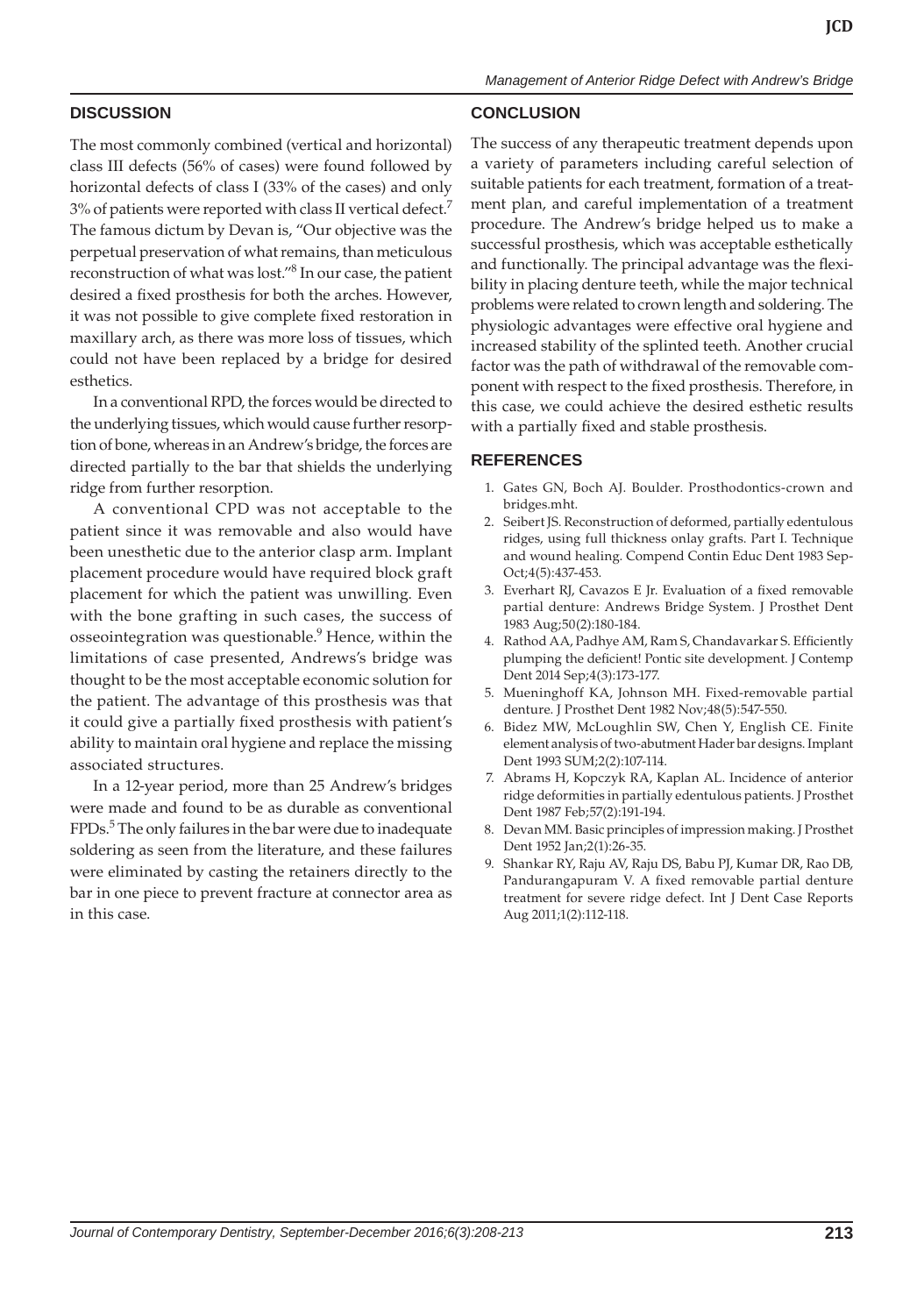## DISCUSSION

The most commonly combined (vertical and horizontal) class III defects (56% of cases) were found followed by horizontal defects of class I (33% of the cases) and only 3% of patients were reported with class II vertical defect.[7] The famous dictum by Devan is, "Our objective was the perpetual preservation of what remains, than meticulous reconstruction of what was lost."[8] In our case, the patient desired a fixed prosthesis for both the arches. However, it was not possible to give complete fixed restoration in maxillary arch, as there was more loss of tissues, which could not have been replaced by a bridge for desired esthetics.

In a conventional RPD, the forces would be directed to the underlying tissues, which would cause further resorption of bone, whereas in an Andrew's bridge, the forces are directed partially to the bar that shields the underlying ridge from further resorption.

A conventional CPD was not acceptable to the patient since it was removable and also would have been unesthetic due to the anterior clasp arm. Implant placement procedure would have required block graft placement for which the patient was unwilling. Even with the bone grafting in such cases, the success of osseointegration was questionable.[9] Hence, within the limitations of case presented, Andrews's bridge was thought to be the most acceptable economic solution for the patient. The advantage of this prosthesis was that it could give a partially fixed prosthesis with patient's ability to maintain oral hygiene and replace the missing associated structures.

In a 12-year period, more than 25 Andrew's bridges were made and found to be as durable as conventional FPDs.[5] The only failures in the bar were due to inadequate soldering as seen from the literature, and these failures were eliminated by casting the retainers directly to the bar in one piece to prevent fracture at connector area as in this case.

## CONCLUSION

The success of any therapeutic treatment depends upon a variety of parameters including careful selection of suitable patients for each treatment, formation of a treatment plan, and careful implementation of a treatment procedure. The Andrew's bridge helped us to make a successful prosthesis, which was acceptable esthetically and functionally. The principal advantage was the flexibility in placing denture teeth, while the major technical problems were related to crown length and soldering. The physiologic advantages were effective oral hygiene and increased stability of the splinted teeth. Another crucial factor was the path of withdrawal of the removable component with respect to the fixed prosthesis. Therefore, in this case, we could achieve the desired esthetic results with a partially fixed and stable prosthesis.

## REFERENCES

1. Gates GN, Boch AJ. Boulder. Prosthodontics-crown and bridges.mht.
2. Seibert JS. Reconstruction of deformed, partially edentulous ridges, using full thickness onlay grafts. Part I. Technique and wound healing. Compend Contin Educ Dent 1983 Sep-Oct;4(5):437-453.
3. Everhart RJ, Cavazos E Jr. Evaluation of a fixed removable partial denture: Andrews Bridge System. J Prosthet Dent 1983 Aug;50(2):180-184.
4. Rathod AA, Padhye AM, Ram S, Chandavarkar S. Efficiently plumping the deficient! Pontic site development. J Contemp Dent 2014 Sep;4(3):173-177.
5. Mueninghoff KA, Johnson MH. Fixed-removable partial denture. J Prosthet Dent 1982 Nov;48(5):547-550.
6. Bidez MW, McLoughlin SW, Chen Y, English CE. Finite element analysis of two-abutment Hader bar designs. Implant Dent 1993 SUM;2(2):107-114.
7. Abrams H, Kopczyk RA, Kaplan AL. Incidence of anterior ridge deformities in partially edentulous patients. J Prosthet Dent 1987 Feb;57(2):191-194.
8. Devan MM. Basic principles of impression making. J Prosthet Dent 1952 Jan;2(1):26-35.
9. Shankar RY, Raju AV, Raju DS, Babu PJ, Kumar DR, Rao DB, Pandurangapuram V. A fixed removable partial denture treatment for severe ridge defect. Int J Dent Case Reports Aug 2011;1(2):112-118.